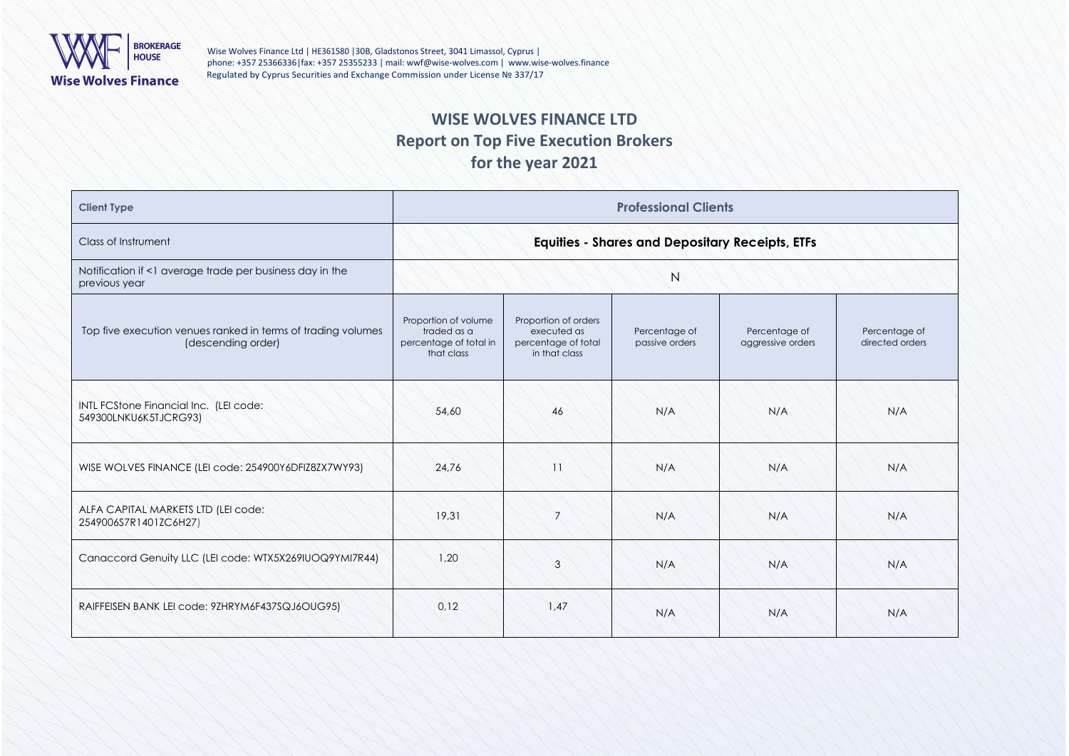Wise Wolves Finance Ltd | HE361580 |30B, Gladstonos Street, 3041 Limassol, Cyprus | phone: +357 25366336|fax: +357 25355233 | mail: wwf@wise-wolves.com | www.wise-wolves.finance
Regulated by Cyprus Securities and Exchange Commission under License № 337/17

# WISE WOLVES FINANCE LTD
## Report on Top Five Execution Brokers
## for the year 2021

| Client Type | Professional Clients | | | | |
|---|---|---|---|---|---|
| Class of Instrument | Equities - Shares and Depositary Receipts, ETFs | | | | |
| Notification if <1 average trade per business day in the previous year | N | | | | |
| Top five execution venues ranked in terms of trading volumes (descending order) | Proportion of volume traded as a percentage of total in that class | Proportion of orders executed as percentage of total in that class | Percentage of passive orders | Percentage of aggressive orders | Percentage of directed orders |
| INTL FCStone Financial Inc. (LEI code: 549300LNKU6K5TJCRG93) | 54,60 | 46 | N/A | N/A | N/A |
| WISE WOLVES FINANCE (LEI code: 254900Y6DFIZ8ZX7WY93) | 24,76 | 11 | N/A | N/A | N/A |
| ALFA CAPITAL MARKETS LTD (LEI code: 2549006S7R1401ZC6H27) | 19,31 | 7 | N/A | N/A | N/A |
| Canaccord Genuity LLC (LEI code: WTX5X269IUOQ9YMI7R44) | 1,20 | 3 | N/A | N/A | N/A |
| RAIFFEISEN BANK LEI code: 9ZHRYM6F437SQJ6OUG95) | 0,12 | 1,47 | N/A | N/A | N/A |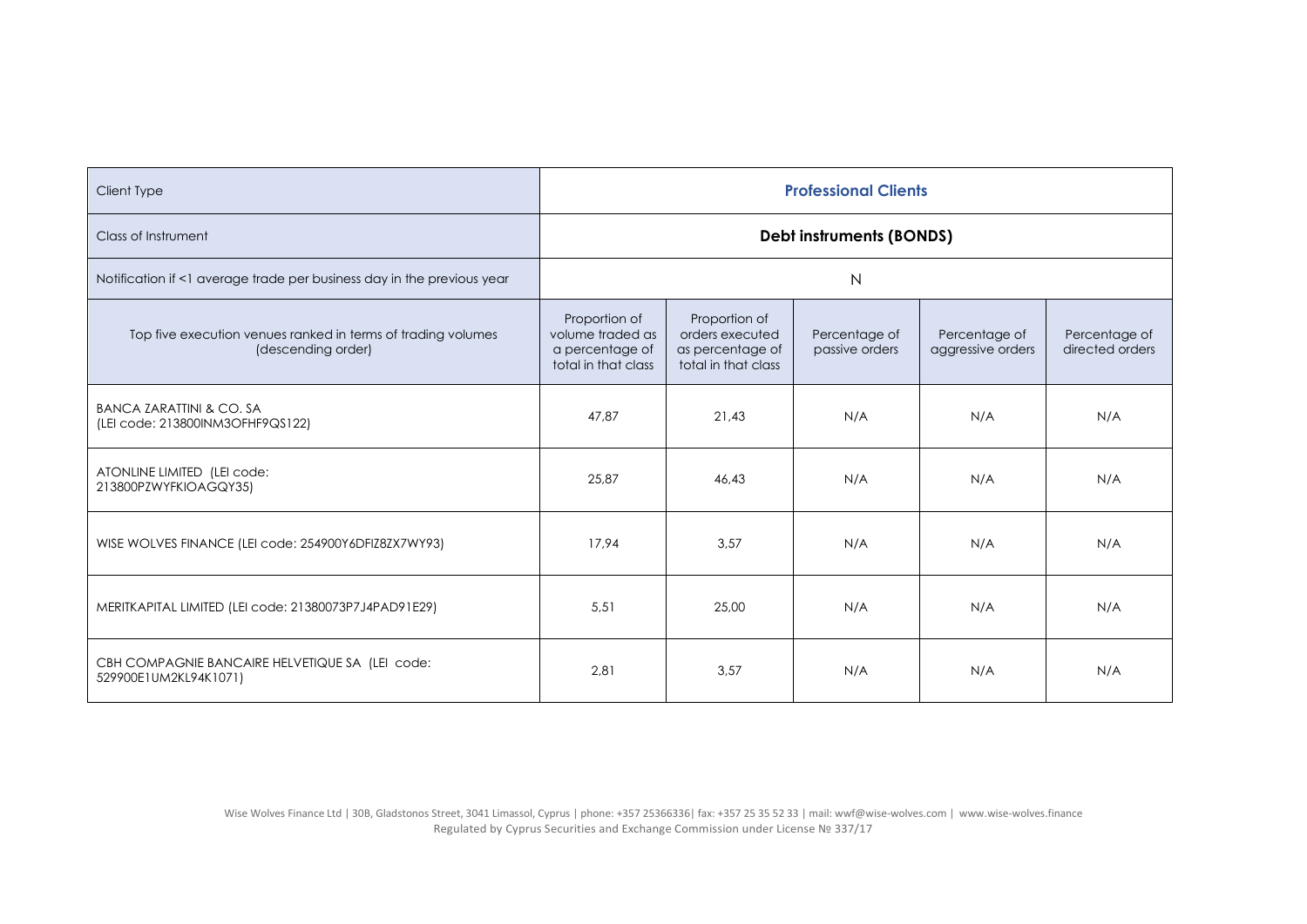| Client Type | Professional Clients | | | | |
|---|---|---|---|---|---|
| Class of Instrument | **Debt instruments (BONDS)** | | | | |
| Notification if <1 average trade per business day in the previous year | N | | | | |
| Top five execution venues ranked in terms of trading volumes (descending order) | Proportion of volume traded as a percentage of total in that class | Proportion of orders executed as percentage of total in that class | Percentage of passive orders | Percentage of aggressive orders | Percentage of directed orders |
| BANCA ZARATTINI & CO. SA (LEI code: 213800INM3OFHF9QS122) | 47,87 | 21,43 | N/A | N/A | N/A |
| ATONLINE LIMITED (LEI code: 213800PZWYFKIOAGQY35) | 25,87 | 46,43 | N/A | N/A | N/A |
| WISE WOLVES FINANCE (LEI code: 254900Y6DFIZ8ZX7WY93) | 17,94 | 3,57 | N/A | N/A | N/A |
| MERITKAPITAL LIMITED (LEI code: 21380073P7J4PAD91E29) | 5,51 | 25,00 | N/A | N/A | N/A |
| CBH COMPAGNIE BANCAIRE HELVETIQUE SA (LEI code: 529900E1UM2KL94K1071) | 2,81 | 3,57 | N/A | N/A | N/A |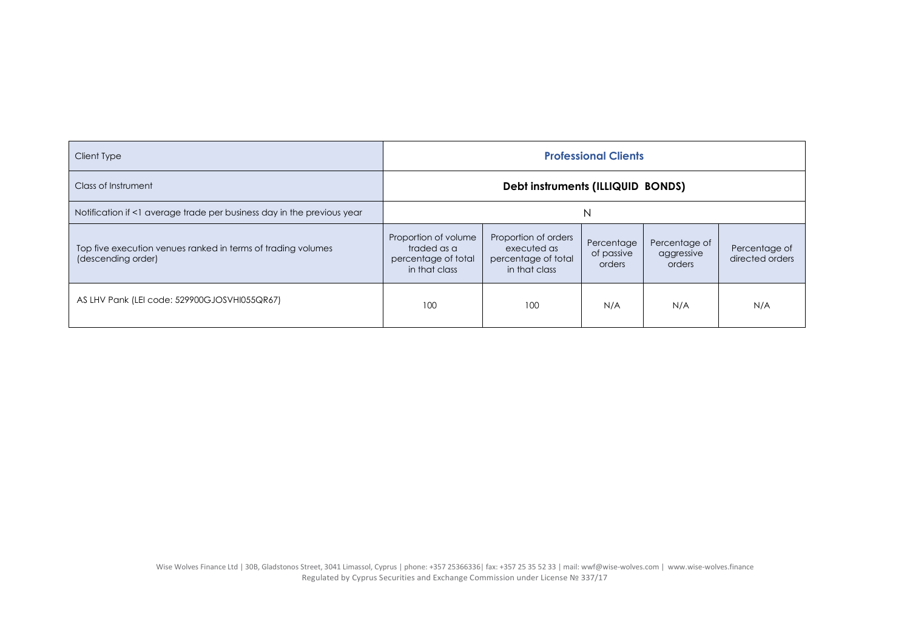| Client Type | Professional Clients | | | | |
|---|---|---|---|---|---|
| Class of Instrument | Debt instruments (ILLIQUID BONDS) | | | | |
| Notification if <1 average trade per business day in the previous year | N | | | | |
| Top five execution venues ranked in terms of trading volumes (descending order) | Proportion of volume traded as a percentage of total in that class | Proportion of orders executed as percentage of total in that class | Percentage of passive orders | Percentage of aggressive orders | Percentage of directed orders |
| AS LHV Pank (LEI code: 529900GJOSVHI055QR67) | 100 | 100 | N/A | N/A | N/A |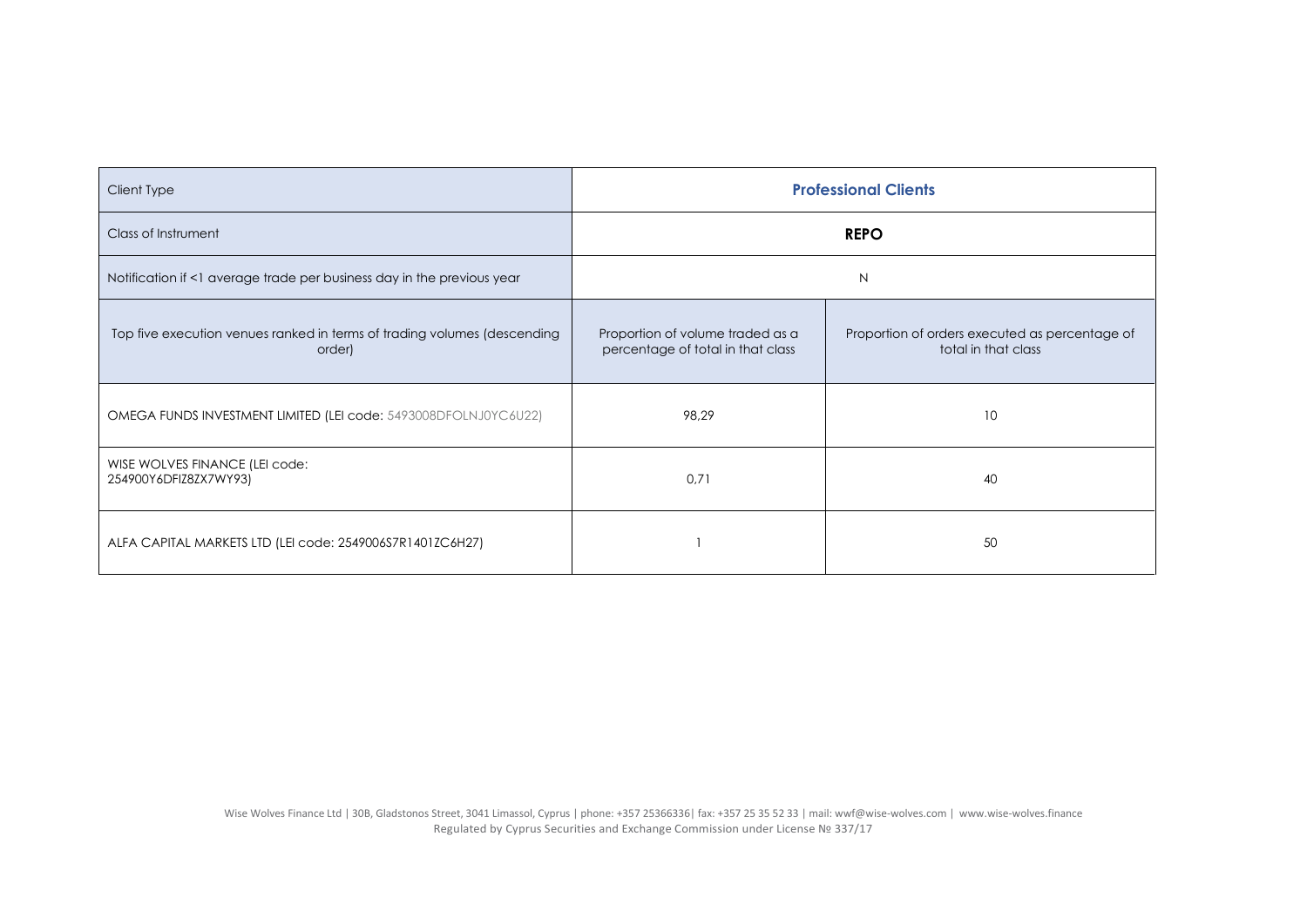| Client Type | Professional Clients | |
|---|---|---|
| Class of Instrument | **REPO** | |
| Notification if <1 average trade per business day in the previous year | N | |
| Top five execution venues ranked in terms of trading volumes (descending order) | Proportion of volume traded as a percentage of total in that class | Proportion of orders executed as percentage of total in that class |
| OMEGA FUNDS INVESTMENT LIMITED (LEI code: 5493008DFOLNJ0YC6U22) | 98,29 | 10 |
| WISE WOLVES FINANCE (LEI code: 254900Y6DFIZ8ZX7WY93) | 0,71 | 40 |
| ALFA CAPITAL MARKETS LTD (LEI code: 2549006S7R1401ZC6H27) | 1 | 50 |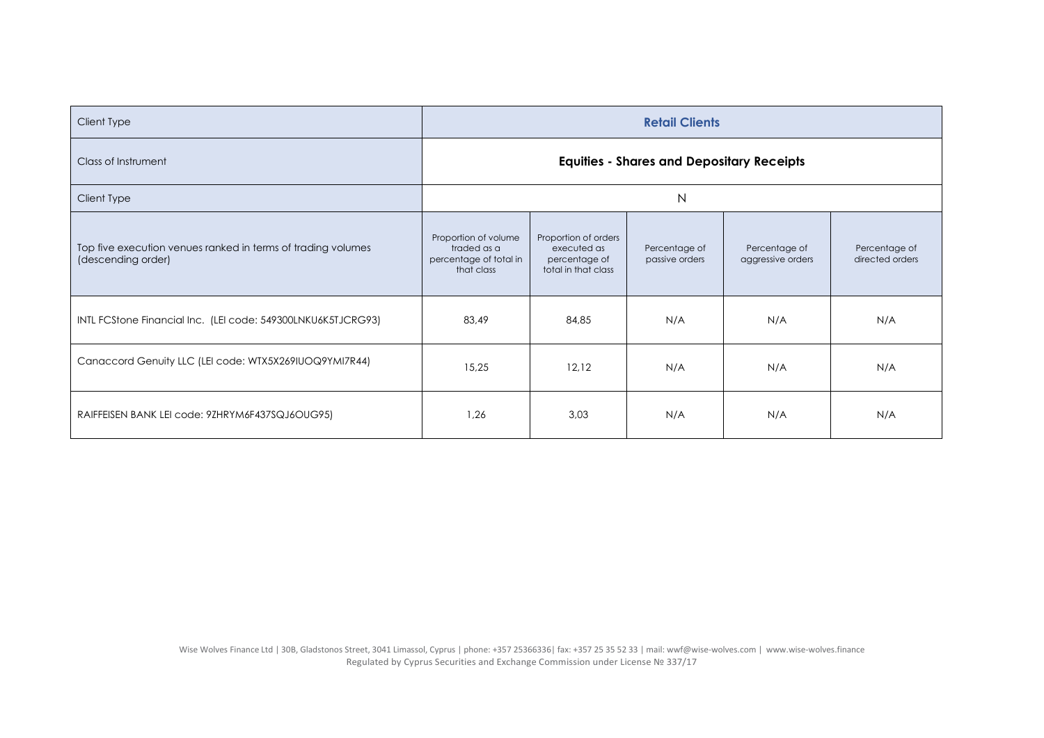| Client Type | Retail Clients | | | | |
|---|---|---|---|---|---|
| Class of Instrument | **Equities - Shares and Depositary Receipts** | | | | |
| Client Type | N | | | | |
| Top five execution venues ranked in terms of trading volumes (descending order) | Proportion of volume traded as a percentage of total in that class | Proportion of orders executed as percentage of total in that class | Percentage of passive orders | Percentage of aggressive orders | Percentage of directed orders |
| INTL FCStone Financial Inc. (LEI code: 549300LNKU6K5TJCRG93) | 83,49 | 84,85 | N/A | N/A | N/A |
| Canaccord Genuity LLC (LEI code: WTX5X269IUOQ9YMI7R44) | 15,25 | 12,12 | N/A | N/A | N/A |
| RAIFFEISEN BANK LEI code: 9ZHRYM6F437SQJ6OUG95) | 1,26 | 3,03 | N/A | N/A | N/A |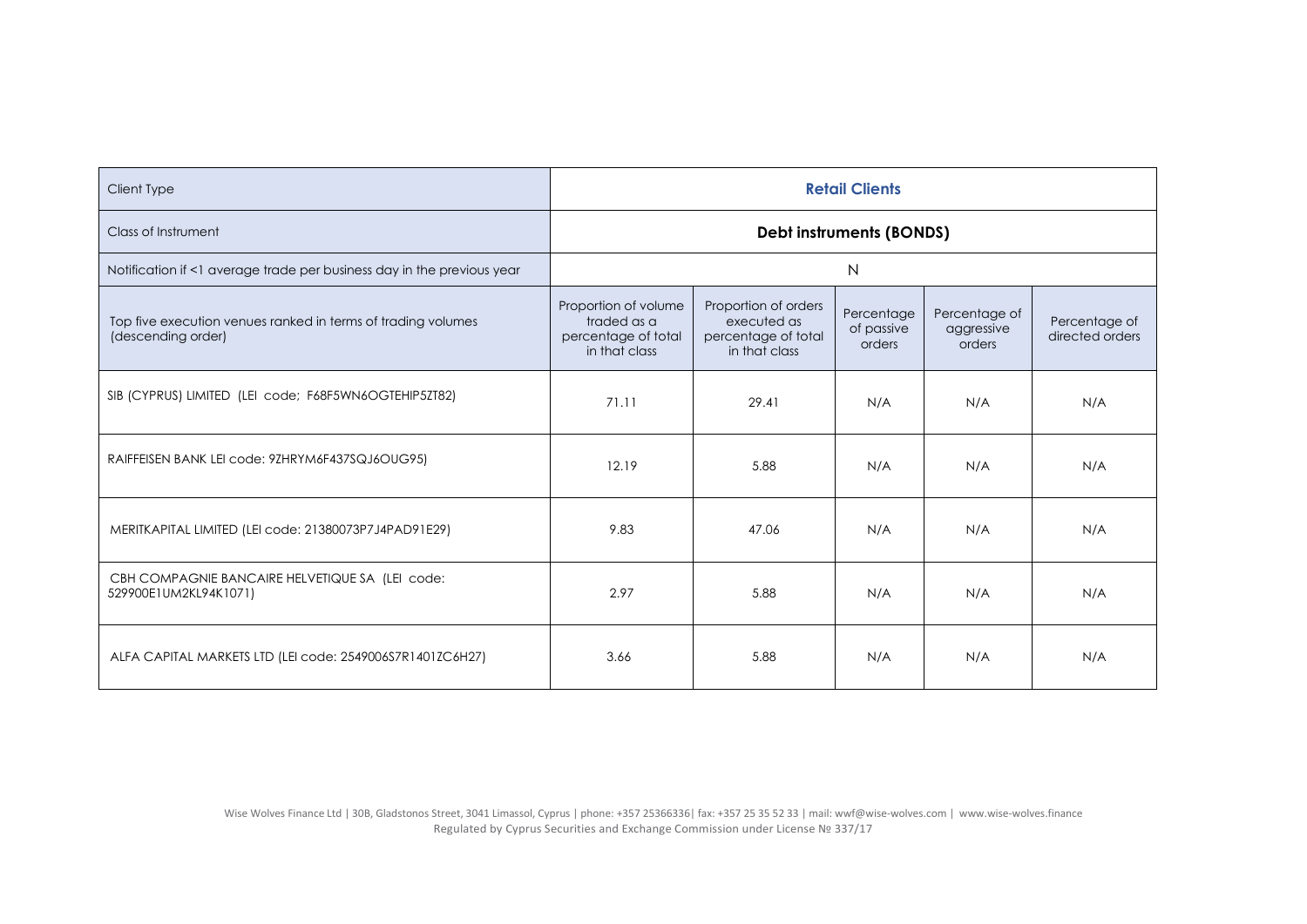| Client Type | Retail Clients | | | | |
|---|---|---|---|---|---|
| Class of Instrument | Debt instruments (BONDS) | | | | |
| Notification if <1 average trade per business day in the previous year | N | | | | |
| Top five execution venues ranked in terms of trading volumes (descending order) | Proportion of volume traded as a percentage of total in that class | Proportion of orders executed as percentage of total in that class | Percentage of passive orders | Percentage of aggressive orders | Percentage of directed orders |
| SIB (CYPRUS) LIMITED (LEI code; F68F5WN6OGTEHIP5ZT82) | 71.11 | 29.41 | N/A | N/A | N/A |
| RAIFFEISEN BANK LEI code: 9ZHRYM6F437SQJ6OUG95) | 12.19 | 5.88 | N/A | N/A | N/A |
| MERITKAPITAL LIMITED (LEI code: 21380073P7J4PAD91E29) | 9.83 | 47.06 | N/A | N/A | N/A |
| CBH COMPAGNIE BANCAIRE HELVETIQUE SA (LEI code: 529900E1UM2KL94K1071) | 2.97 | 5.88 | N/A | N/A | N/A |
| ALFA CAPITAL MARKETS LTD (LEI code: 2549006S7R1401ZC6H27) | 3.66 | 5.88 | N/A | N/A | N/A |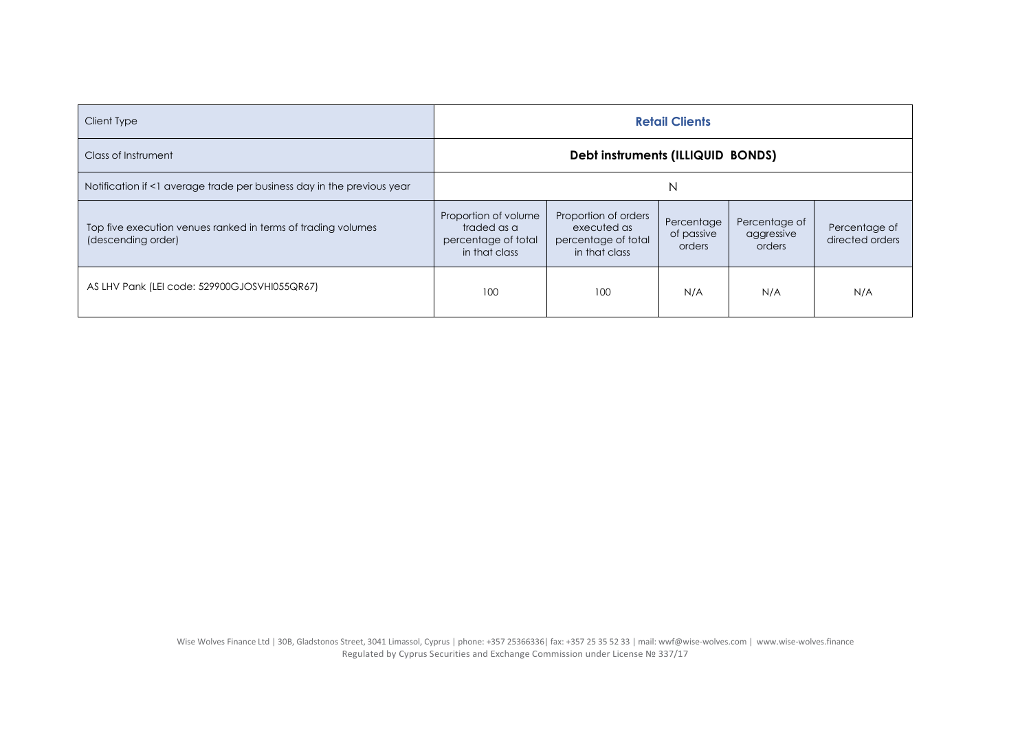| Client Type | Retail Clients | | | | |
|---|---|---|---|---|---|
| Class of Instrument | **Debt instruments (ILLIQUID BONDS)** | | | | |
| Notification if <1 average trade per business day in the previous year | N | | | | |
| Top five execution venues ranked in terms of trading volumes (descending order) | Proportion of volume traded as a percentage of total in that class | Proportion of orders executed as percentage of total in that class | Percentage of passive orders | Percentage of aggressive orders | Percentage of directed orders |
| AS LHV Pank (LEI code: 529900GJOSVHI055QR67) | 100 | 100 | N/A | N/A | N/A |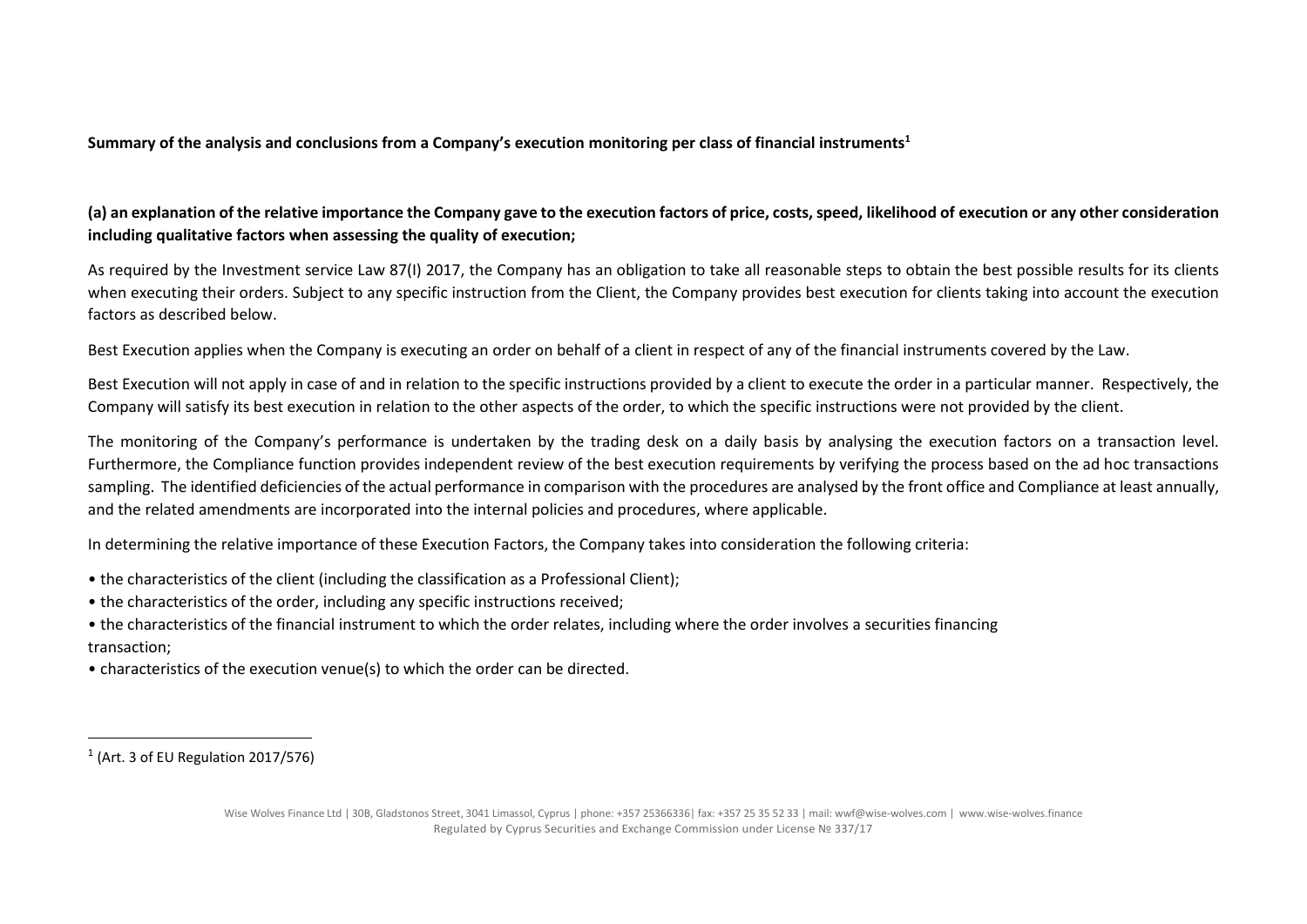**Summary of the analysis and conclusions from a Company's execution monitoring per class of financial instruments**[1]

**(a) an explanation of the relative importance the Company gave to the execution factors of price, costs, speed, likelihood of execution or any other consideration including qualitative factors when assessing the quality of execution;**

As required by the Investment service Law 87(I) 2017, the Company has an obligation to take all reasonable steps to obtain the best possible results for its clients when executing their orders. Subject to any specific instruction from the Client, the Company provides best execution for clients taking into account the execution factors as described below.

Best Execution applies when the Company is executing an order on behalf of a client in respect of any of the financial instruments covered by the Law.

Best Execution will not apply in case of and in relation to the specific instructions provided by a client to execute the order in a particular manner. Respectively, the Company will satisfy its best execution in relation to the other aspects of the order, to which the specific instructions were not provided by the client.

The monitoring of the Company's performance is undertaken by the trading desk on a daily basis by analysing the execution factors on a transaction level. Furthermore, the Compliance function provides independent review of the best execution requirements by verifying the process based on the ad hoc transactions sampling. The identified deficiencies of the actual performance in comparison with the procedures are analysed by the front office and Compliance at least annually, and the related amendments are incorporated into the internal policies and procedures, where applicable.

In determining the relative importance of these Execution Factors, the Company takes into consideration the following criteria:

- the characteristics of the client (including the classification as a Professional Client);
- the characteristics of the order, including any specific instructions received;
- the characteristics of the financial instrument to which the order relates, including where the order involves a securities financing transaction;
- characteristics of the execution venue(s) to which the order can be directed.

[1] (Art. 3 of EU Regulation 2017/576)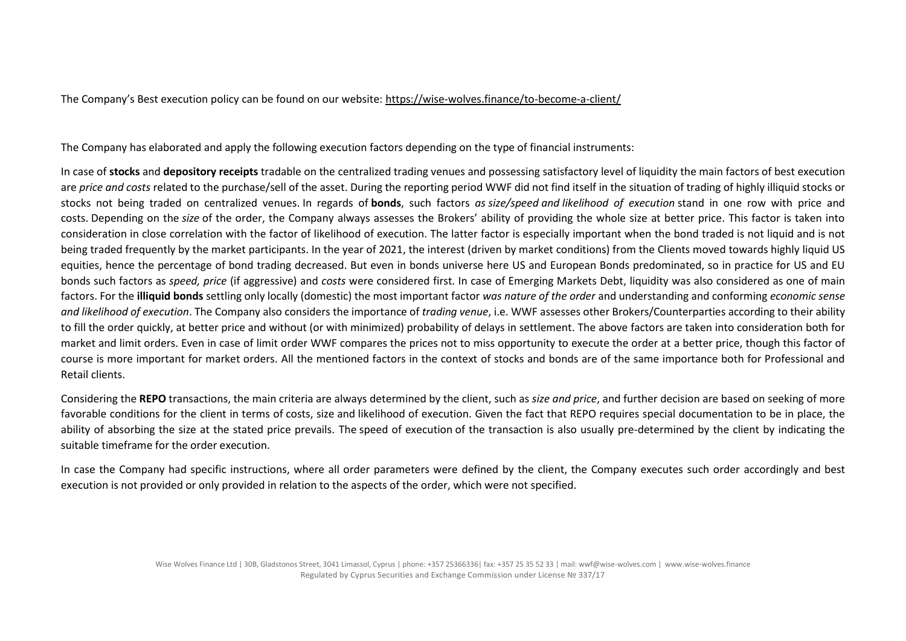The Company's Best execution policy can be found on our website: https://wise-wolves.finance/to-become-a-client/

The Company has elaborated and apply the following execution factors depending on the type of financial instruments:

In case of **stocks** and **depository receipts** tradable on the centralized trading venues and possessing satisfactory level of liquidity the main factors of best execution are *price and costs* related to the purchase/sell of the asset. During the reporting period WWF did not find itself in the situation of trading of highly illiquid stocks or stocks not being traded on centralized venues. In regards of **bonds**, such factors *as size/speed and likelihood of execution* stand in one row with price and costs. Depending on the *size* of the order, the Company always assesses the Brokers' ability of providing the whole size at better price. This factor is taken into consideration in close correlation with the factor of likelihood of execution. The latter factor is especially important when the bond traded is not liquid and is not being traded frequently by the market participants. In the year of 2021, the interest (driven by market conditions) from the Clients moved towards highly liquid US equities, hence the percentage of bond trading decreased. But even in bonds universe here US and European Bonds predominated, so in practice for US and EU bonds such factors as *speed, price* (if aggressive) and *costs* were considered first. In case of Emerging Markets Debt, liquidity was also considered as one of main factors. For the **illiquid bonds** settling only locally (domestic) the most important factor *was nature of the order* and understanding and conforming *economic sense and likelihood of execution*. The Company also considers the importance of *trading venue*, i.e. WWF assesses other Brokers/Counterparties according to their ability to fill the order quickly, at better price and without (or with minimized) probability of delays in settlement. The above factors are taken into consideration both for market and limit orders. Even in case of limit order WWF compares the prices not to miss opportunity to execute the order at a better price, though this factor of course is more important for market orders. All the mentioned factors in the context of stocks and bonds are of the same importance both for Professional and Retail clients.

Considering the **REPO** transactions, the main criteria are always determined by the client, such as *size and price*, and further decision are based on seeking of more favorable conditions for the client in terms of costs, size and likelihood of execution. Given the fact that REPO requires special documentation to be in place, the ability of absorbing the size at the stated price prevails. The speed of execution of the transaction is also usually pre-determined by the client by indicating the suitable timeframe for the order execution.

In case the Company had specific instructions, where all order parameters were defined by the client, the Company executes such order accordingly and best execution is not provided or only provided in relation to the aspects of the order, which were not specified.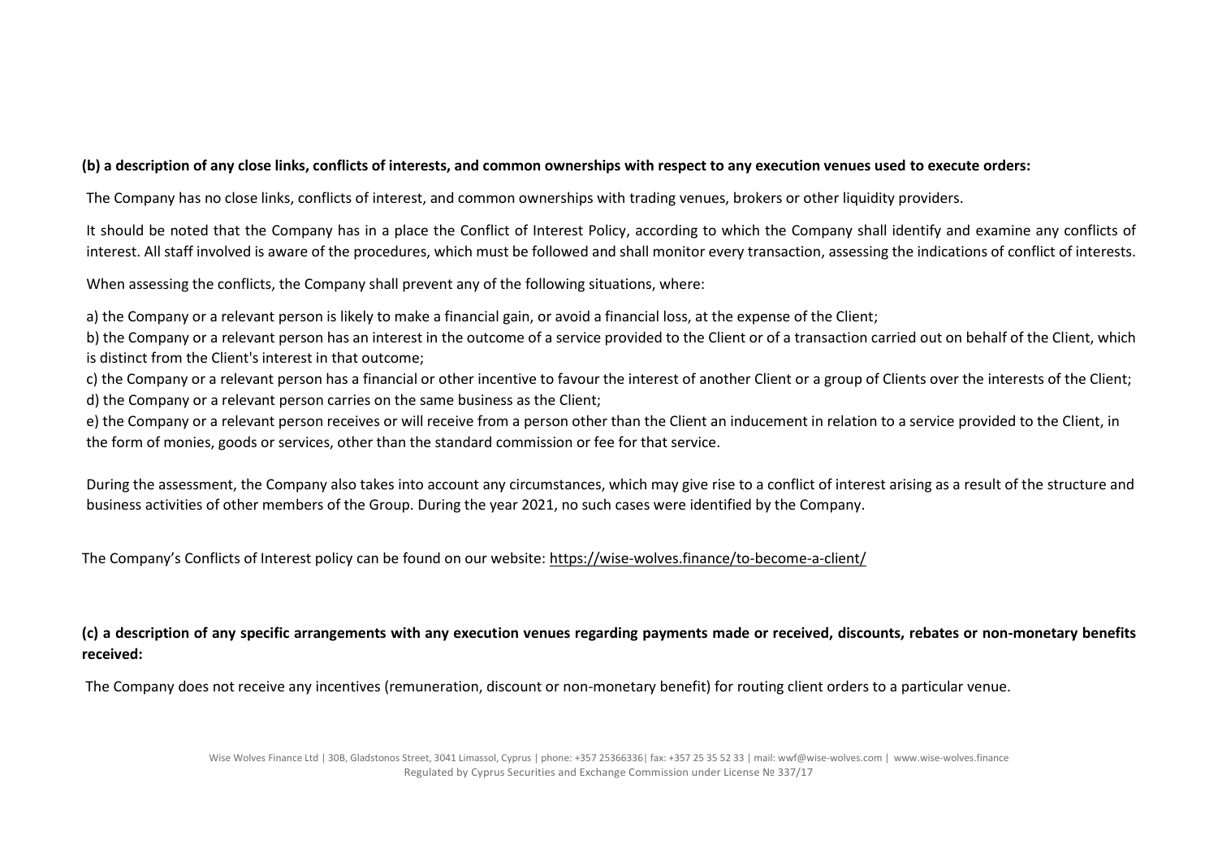**(b) a description of any close links, conflicts of interests, and common ownerships with respect to any execution venues used to execute orders:**

The Company has no close links, conflicts of interest, and common ownerships with trading venues, brokers or other liquidity providers.

It should be noted that the Company has in a place the Conflict of Interest Policy, according to which the Company shall identify and examine any conflicts of interest. All staff involved is aware of the procedures, which must be followed and shall monitor every transaction, assessing the indications of conflict of interests.

When assessing the conflicts, the Company shall prevent any of the following situations, where:

a) the Company or a relevant person is likely to make a financial gain, or avoid a financial loss, at the expense of the Client;
b) the Company or a relevant person has an interest in the outcome of a service provided to the Client or of a transaction carried out on behalf of the Client, which is distinct from the Client's interest in that outcome;
c) the Company or a relevant person has a financial or other incentive to favour the interest of another Client or a group of Clients over the interests of the Client;
d) the Company or a relevant person carries on the same business as the Client;
e) the Company or a relevant person receives or will receive from a person other than the Client an inducement in relation to a service provided to the Client, in the form of monies, goods or services, other than the standard commission or fee for that service.

During the assessment, the Company also takes into account any circumstances, which may give rise to a conflict of interest arising as a result of the structure and business activities of other members of the Group. During the year 2021, no such cases were identified by the Company.

The Company's Conflicts of Interest policy can be found on our website: https://wise-wolves.finance/to-become-a-client/

**(c) a description of any specific arrangements with any execution venues regarding payments made or received, discounts, rebates or non-monetary benefits received:**

The Company does not receive any incentives (remuneration, discount or non-monetary benefit) for routing client orders to a particular venue.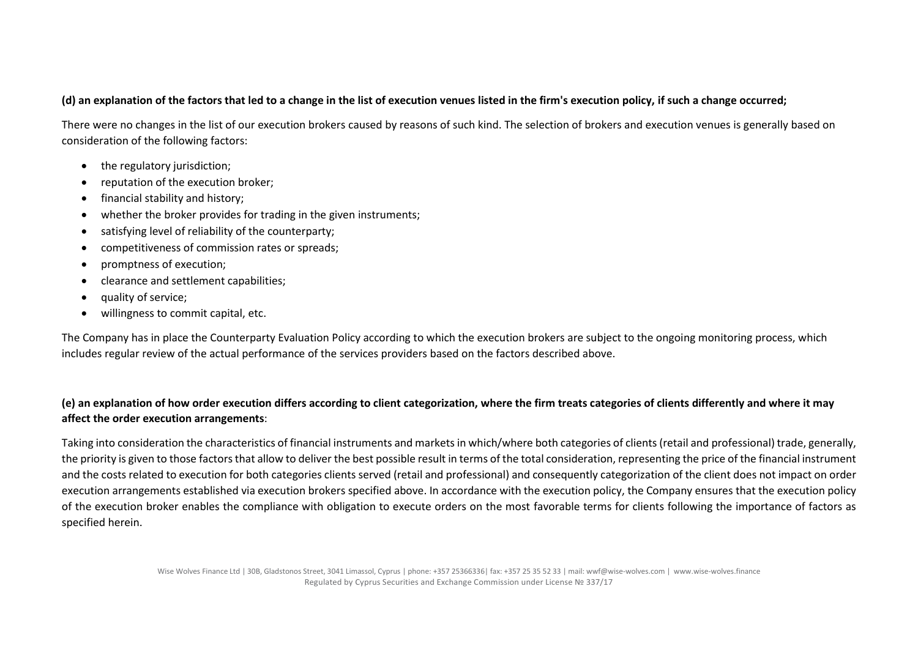**(d) an explanation of the factors that led to a change in the list of execution venues listed in the firm's execution policy, if such a change occurred;**

There were no changes in the list of our execution brokers caused by reasons of such kind. The selection of brokers and execution venues is generally based on consideration of the following factors:

- the regulatory jurisdiction;
- reputation of the execution broker;
- financial stability and history;
- whether the broker provides for trading in the given instruments;
- satisfying level of reliability of the counterparty;
- competitiveness of commission rates or spreads;
- promptness of execution;
- clearance and settlement capabilities;
- quality of service;
- willingness to commit capital, etc.

The Company has in place the Counterparty Evaluation Policy according to which the execution brokers are subject to the ongoing monitoring process, which includes regular review of the actual performance of the services providers based on the factors described above.

**(e) an explanation of how order execution differs according to client categorization, where the firm treats categories of clients differently and where it may affect the order execution arrangements**:

Taking into consideration the characteristics of financial instruments and markets in which/where both categories of clients (retail and professional) trade, generally, the priority is given to those factors that allow to deliver the best possible result in terms of the total consideration, representing the price of the financial instrument and the costs related to execution for both categories clients served (retail and professional) and consequently categorization of the client does not impact on order execution arrangements established via execution brokers specified above. In accordance with the execution policy, the Company ensures that the execution policy of the execution broker enables the compliance with obligation to execute orders on the most favorable terms for clients following the importance of factors as specified herein.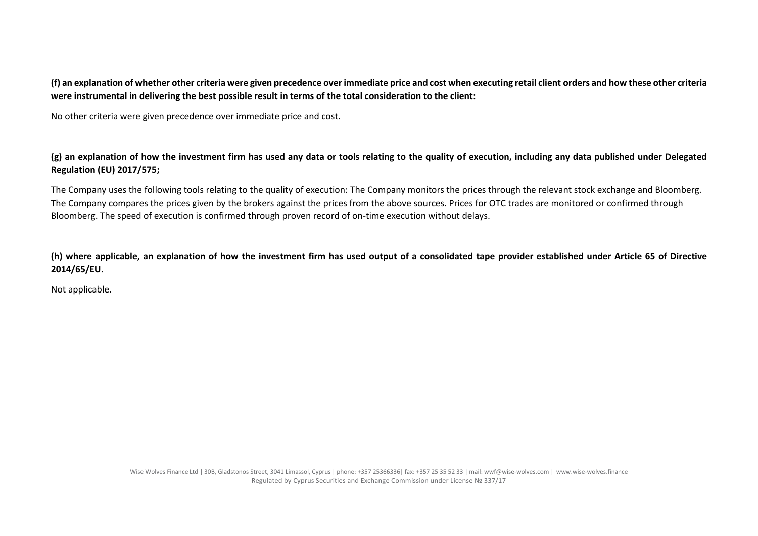**(f) an explanation of whether other criteria were given precedence over immediate price and cost when executing retail client orders and how these other criteria were instrumental in delivering the best possible result in terms of the total consideration to the client:**

No other criteria were given precedence over immediate price and cost.

**(g) an explanation of how the investment firm has used any data or tools relating to the quality of execution, including any data published under Delegated Regulation (EU) 2017/575;**

The Company uses the following tools relating to the quality of execution: The Company monitors the prices through the relevant stock exchange and Bloomberg. The Company compares the prices given by the brokers against the prices from the above sources. Prices for OTC trades are monitored or confirmed through Bloomberg. The speed of execution is confirmed through proven record of on-time execution without delays.

**(h) where applicable, an explanation of how the investment firm has used output of a consolidated tape provider established under Article 65 of Directive 2014/65/EU.**

Not applicable.